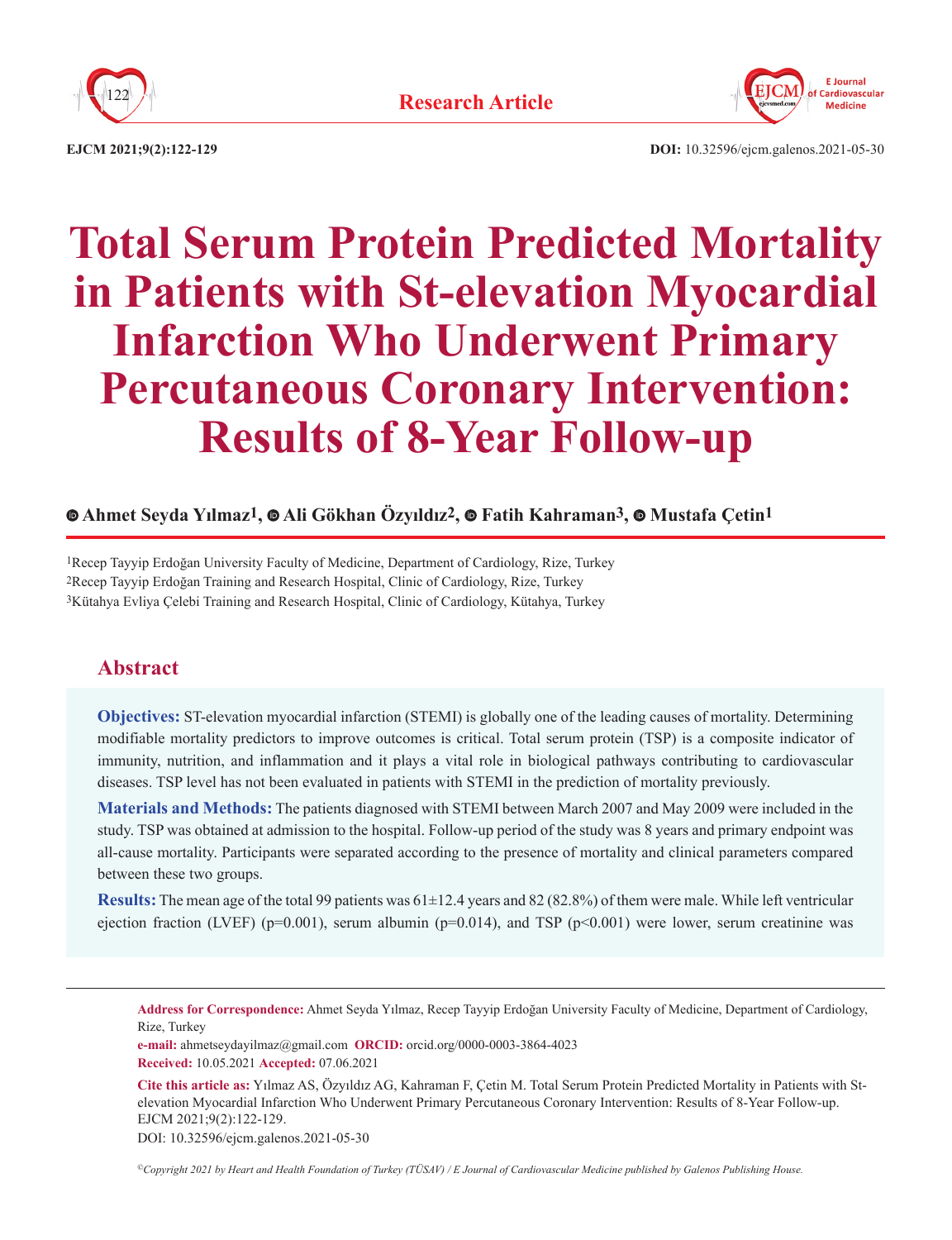Research Article

# Total Serum Protein Predicted Mortality in Patients with St-elevation Myocardial Infarction Who Underwent Primary Percutaneous Coronary Intervention: Results of 8-Year Follow-up

**Ahmet Seyda Yılmaz[1], Ali Gökhan Özyıldız[2], Fatih Kahraman[3], Mustafa Çetin[1]**

[1]Recep Tayyip Erdoğan University Faculty of Medicine, Department of Cardiology, Rize, Turkey
[2]Recep Tayyip Erdoğan Training and Research Hospital, Clinic of Cardiology, Rize, Turkey
[3]Kütahya Evliya Çelebi Training and Research Hospital, Clinic of Cardiology, Kütahya, Turkey

## Abstract

**Objectives:** ST-elevation myocardial infarction (STEMI) is globally one of the leading causes of mortality. Determining modifiable mortality predictors to improve outcomes is critical. Total serum protein (TSP) is a composite indicator of immunity, nutrition, and inflammation and it plays a vital role in biological pathways contributing to cardiovascular diseases. TSP level has not been evaluated in patients with STEMI in the prediction of mortality previously.

**Materials and Methods:** The patients diagnosed with STEMI between March 2007 and May 2009 were included in the study. TSP was obtained at admission to the hospital. Follow-up period of the study was 8 years and primary endpoint was all-cause mortality. Participants were separated according to the presence of mortality and clinical parameters compared between these two groups.

**Results:** The mean age of the total 99 patients was 61±12.4 years and 82 (82.8%) of them were male. While left ventricular ejection fraction (LVEF) ($p=0.001$), serum albumin ($p=0.014$), and TSP ($p<0.001$) were lower, serum creatinine was

---

**Address for Correspondence:** Ahmet Seyda Yılmaz, Recep Tayyip Erdoğan University Faculty of Medicine, Department of Cardiology, Rize, Turkey
**e-mail:** ahmetseydayilmaz@gmail.com **ORCID:** orcid.org/0000-0003-3864-4023
**Received:** 10.05.2021 **Accepted:** 07.06.2021

**Cite this article as:** Yılmaz AS, Özyıldız AG, Kahraman F, Çetin M. Total Serum Protein Predicted Mortality in Patients with St-elevation Myocardial Infarction Who Underwent Primary Percutaneous Coronary Intervention: Results of 8-Year Follow-up. EJCM 2021;9(2):122-129.
DOI: 10.32596/ejcm.galenos.2021-05-30

*©Copyright 2021 by Heart and Health Foundation of Turkey (TÜSAV) / E Journal of Cardiovascular Medicine published by Galenos Publishing House.*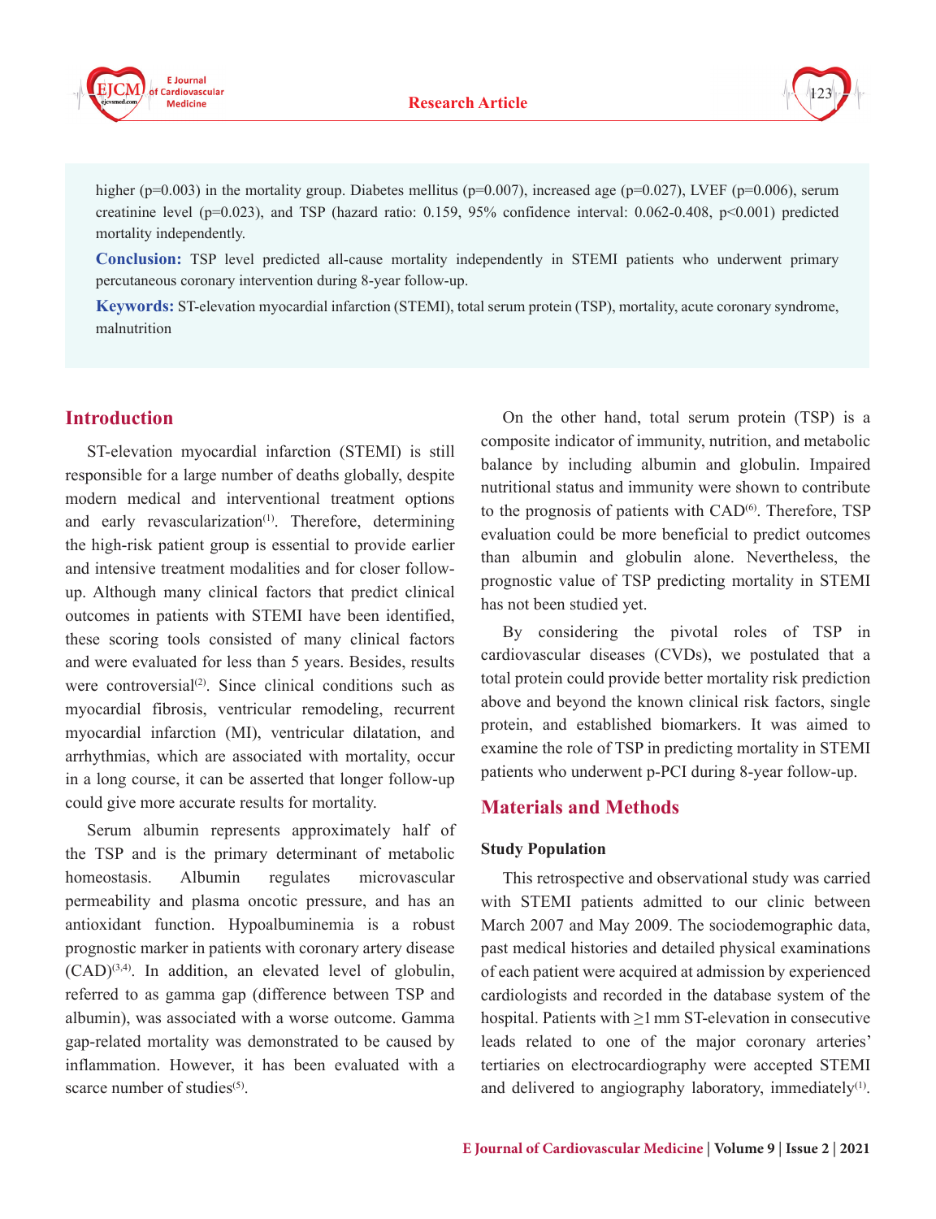higher (p=0.003) in the mortality group. Diabetes mellitus (p=0.007), increased age (p=0.027), LVEF (p=0.006), serum creatinine level (p=0.023), and TSP (hazard ratio: 0.159, 95% confidence interval: 0.062-0.408, p<0.001) predicted mortality independently.

**Conclusion:** TSP level predicted all-cause mortality independently in STEMI patients who underwent primary percutaneous coronary intervention during 8-year follow-up.

**Keywords:** ST-elevation myocardial infarction (STEMI), total serum protein (TSP), mortality, acute coronary syndrome, malnutrition

## Introduction

ST-elevation myocardial infarction (STEMI) is still responsible for a large number of deaths globally, despite modern medical and interventional treatment options and early revascularization[1]. Therefore, determining the high-risk patient group is essential to provide earlier and intensive treatment modalities and for closer follow-up. Although many clinical factors that predict clinical outcomes in patients with STEMI have been identified, these scoring tools consisted of many clinical factors and were evaluated for less than 5 years. Besides, results were controversial[2]. Since clinical conditions such as myocardial fibrosis, ventricular remodeling, recurrent myocardial infarction (MI), ventricular dilatation, and arrhythmias, which are associated with mortality, occur in a long course, it can be asserted that longer follow-up could give more accurate results for mortality.

Serum albumin represents approximately half of the TSP and is the primary determinant of metabolic homeostasis. Albumin regulates microvascular permeability and plasma oncotic pressure, and has an antioxidant function. Hypoalbuminemia is a robust prognostic marker in patients with coronary artery disease (CAD)[3,4]. In addition, an elevated level of globulin, referred to as gamma gap (difference between TSP and albumin), was associated with a worse outcome. Gamma gap-related mortality was demonstrated to be caused by inflammation. However, it has been evaluated with a scarce number of studies[5].

On the other hand, total serum protein (TSP) is a composite indicator of immunity, nutrition, and metabolic balance by including albumin and globulin. Impaired nutritional status and immunity were shown to contribute to the prognosis of patients with CAD[6]. Therefore, TSP evaluation could be more beneficial to predict outcomes than albumin and globulin alone. Nevertheless, the prognostic value of TSP predicting mortality in STEMI has not been studied yet.

By considering the pivotal roles of TSP in cardiovascular diseases (CVDs), we postulated that a total protein could provide better mortality risk prediction above and beyond the known clinical risk factors, single protein, and established biomarkers. It was aimed to examine the role of TSP in predicting mortality in STEMI patients who underwent p-PCI during 8-year follow-up.

## Materials and Methods

### Study Population

This retrospective and observational study was carried with STEMI patients admitted to our clinic between March 2007 and May 2009. The sociodemographic data, past medical histories and detailed physical examinations of each patient were acquired at admission by experienced cardiologists and recorded in the database system of the hospital. Patients with ≥1 mm ST-elevation in consecutive leads related to one of the major coronary arteries' tertiaries on electrocardiography were accepted STEMI and delivered to angiography laboratory, immediately[1].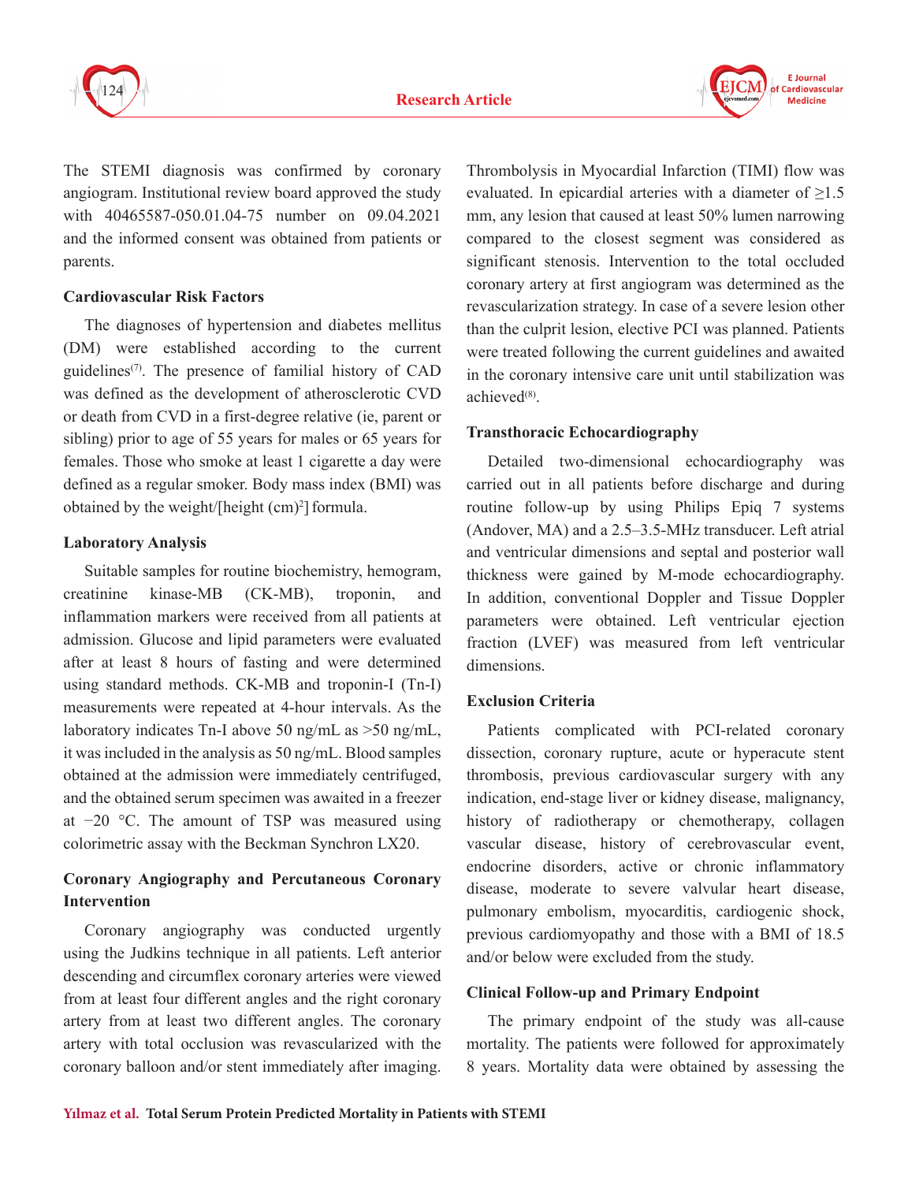The STEMI diagnosis was confirmed by coronary angiogram. Institutional review board approved the study with 40465587-050.01.04-75 number on 09.04.2021 and the informed consent was obtained from patients or parents.

### Cardiovascular Risk Factors

The diagnoses of hypertension and diabetes mellitus (DM) were established according to the current guidelines[7]. The presence of familial history of CAD was defined as the development of atherosclerotic CVD or death from CVD in a first-degree relative (ie, parent or sibling) prior to age of 55 years for males or 65 years for females. Those who smoke at least 1 cigarette a day were defined as a regular smoker. Body mass index (BMI) was obtained by the weight/[height (cm)$^2$] formula.

### Laboratory Analysis

Suitable samples for routine biochemistry, hemogram, creatinine kinase-MB (CK-MB), troponin, and inflammation markers were received from all patients at admission. Glucose and lipid parameters were evaluated after at least 8 hours of fasting and were determined using standard methods. CK-MB and troponin-I (Tn-I) measurements were repeated at 4-hour intervals. As the laboratory indicates Tn-I above 50 ng/mL as >50 ng/mL, it was included in the analysis as 50 ng/mL. Blood samples obtained at the admission were immediately centrifuged, and the obtained serum specimen was awaited in a freezer at −20 °C. The amount of TSP was measured using colorimetric assay with the Beckman Synchron LX20.

### Coronary Angiography and Percutaneous Coronary Intervention

Coronary angiography was conducted urgently using the Judkins technique in all patients. Left anterior descending and circumflex coronary arteries were viewed from at least four different angles and the right coronary artery from at least two different angles. The coronary artery with total occlusion was revascularized with the coronary balloon and/or stent immediately after imaging. Thrombolysis in Myocardial Infarction (TIMI) flow was evaluated. In epicardial arteries with a diameter of ≥1.5 mm, any lesion that caused at least 50% lumen narrowing compared to the closest segment was considered as significant stenosis. Intervention to the total occluded coronary artery at first angiogram was determined as the revascularization strategy. In case of a severe lesion other than the culprit lesion, elective PCI was planned. Patients were treated following the current guidelines and awaited in the coronary intensive care unit until stabilization was achieved[8].

### Transthoracic Echocardiography

Detailed two-dimensional echocardiography was carried out in all patients before discharge and during routine follow-up by using Philips Epiq 7 systems (Andover, MA) and a 2.5–3.5-MHz transducer. Left atrial and ventricular dimensions and septal and posterior wall thickness were gained by M-mode echocardiography. In addition, conventional Doppler and Tissue Doppler parameters were obtained. Left ventricular ejection fraction (LVEF) was measured from left ventricular dimensions.

### Exclusion Criteria

Patients complicated with PCI-related coronary dissection, coronary rupture, acute or hyperacute stent thrombosis, previous cardiovascular surgery with any indication, end-stage liver or kidney disease, malignancy, history of radiotherapy or chemotherapy, collagen vascular disease, history of cerebrovascular event, endocrine disorders, active or chronic inflammatory disease, moderate to severe valvular heart disease, pulmonary embolism, myocarditis, cardiogenic shock, previous cardiomyopathy and those with a BMI of 18.5 and/or below were excluded from the study.

### Clinical Follow-up and Primary Endpoint

The primary endpoint of the study was all-cause mortality. The patients were followed for approximately 8 years. Mortality data were obtained by assessing the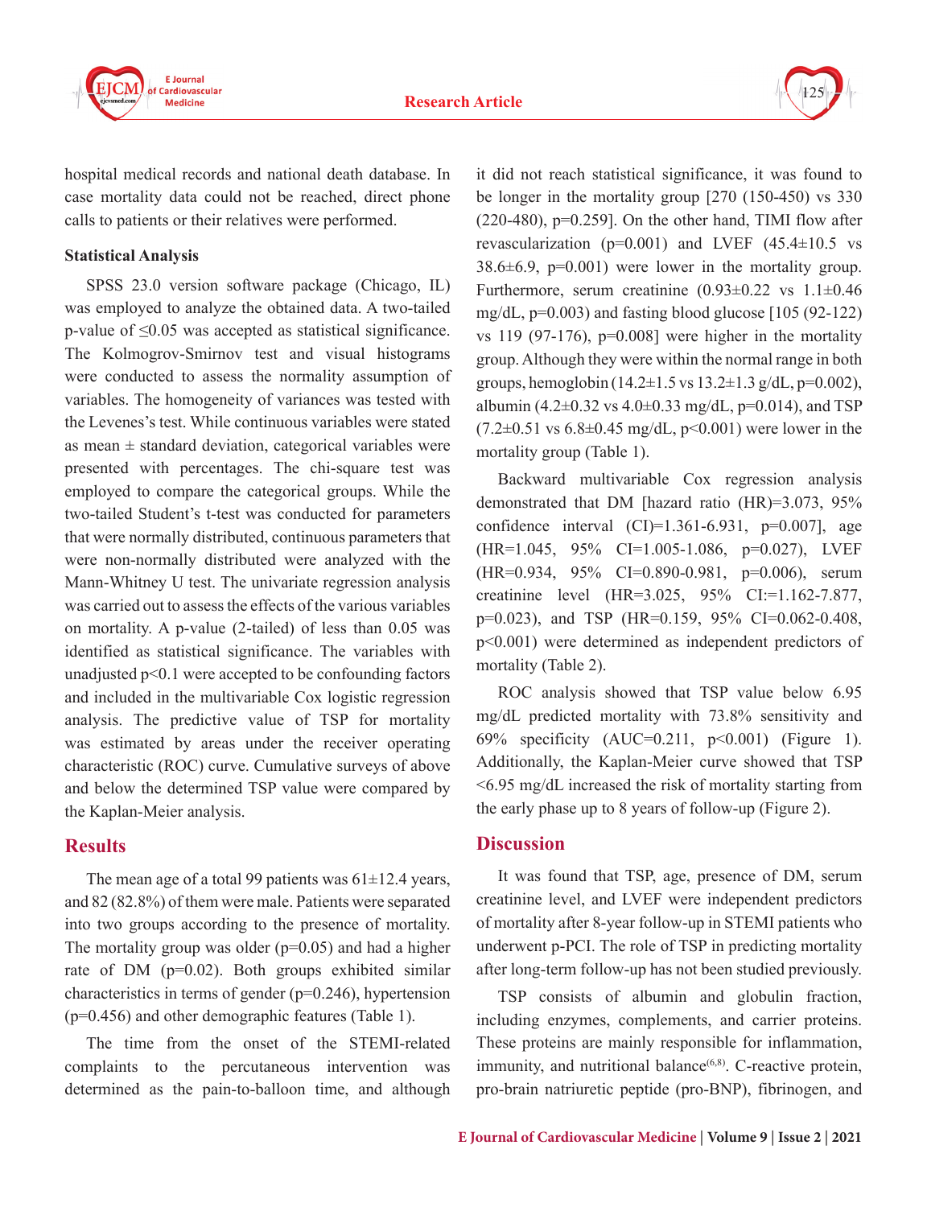hospital medical records and national death database. In case mortality data could not be reached, direct phone calls to patients or their relatives were performed.

**Statistical Analysis**

SPSS 23.0 version software package (Chicago, IL) was employed to analyze the obtained data. A two-tailed p-value of ≤0.05 was accepted as statistical significance. The Kolmogrov-Smirnov test and visual histograms were conducted to assess the normality assumption of variables. The homogeneity of variances was tested with the Levenes's test. While continuous variables were stated as mean ± standard deviation, categorical variables were presented with percentages. The chi-square test was employed to compare the categorical groups. While the two-tailed Student's t-test was conducted for parameters that were normally distributed, continuous parameters that were non-normally distributed were analyzed with the Mann-Whitney U test. The univariate regression analysis was carried out to assess the effects of the various variables on mortality. A p-value (2-tailed) of less than 0.05 was identified as statistical significance. The variables with unadjusted p<0.1 were accepted to be confounding factors and included in the multivariable Cox logistic regression analysis. The predictive value of TSP for mortality was estimated by areas under the receiver operating characteristic (ROC) curve. Cumulative surveys of above and below the determined TSP value were compared by the Kaplan-Meier analysis.

## Results

The mean age of a total 99 patients was 61±12.4 years, and 82 (82.8%) of them were male. Patients were separated into two groups according to the presence of mortality. The mortality group was older (p=0.05) and had a higher rate of DM (p=0.02). Both groups exhibited similar characteristics in terms of gender (p=0.246), hypertension (p=0.456) and other demographic features (Table 1).

The time from the onset of the STEMI-related complaints to the percutaneous intervention was determined as the pain-to-balloon time, and although it did not reach statistical significance, it was found to be longer in the mortality group [270 (150-450) vs 330 (220-480), p=0.259]. On the other hand, TIMI flow after revascularization (p=0.001) and LVEF (45.4±10.5 vs 38.6±6.9, p=0.001) were lower in the mortality group. Furthermore, serum creatinine (0.93±0.22 vs 1.1±0.46 mg/dL, p=0.003) and fasting blood glucose [105 (92-122) vs 119 (97-176), p=0.008] were higher in the mortality group. Although they were within the normal range in both groups, hemoglobin (14.2±1.5 vs 13.2±1.3 g/dL, p=0.002), albumin (4.2±0.32 vs 4.0±0.33 mg/dL, p=0.014), and TSP (7.2±0.51 vs 6.8±0.45 mg/dL, p<0.001) were lower in the mortality group (Table 1).

Backward multivariable Cox regression analysis demonstrated that DM [hazard ratio (HR)=3.073, 95% confidence interval (CI)=1.361-6.931, p=0.007], age (HR=1.045, 95% CI=1.005-1.086, p=0.027), LVEF (HR=0.934, 95% CI=0.890-0.981, p=0.006), serum creatinine level (HR=3.025, 95% CI:=1.162-7.877, p=0.023), and TSP (HR=0.159, 95% CI=0.062-0.408, p<0.001) were determined as independent predictors of mortality (Table 2).

ROC analysis showed that TSP value below 6.95 mg/dL predicted mortality with 73.8% sensitivity and 69% specificity (AUC=0.211, p<0.001) (Figure 1). Additionally, the Kaplan-Meier curve showed that TSP <6.95 mg/dL increased the risk of mortality starting from the early phase up to 8 years of follow-up (Figure 2).

## Discussion

It was found that TSP, age, presence of DM, serum creatinine level, and LVEF were independent predictors of mortality after 8-year follow-up in STEMI patients who underwent p-PCI. The role of TSP in predicting mortality after long-term follow-up has not been studied previously.

TSP consists of albumin and globulin fraction, including enzymes, complements, and carrier proteins. These proteins are mainly responsible for inflammation, immunity, and nutritional balance[6,8]. C-reactive protein, pro-brain natriuretic peptide (pro-BNP), fibrinogen, and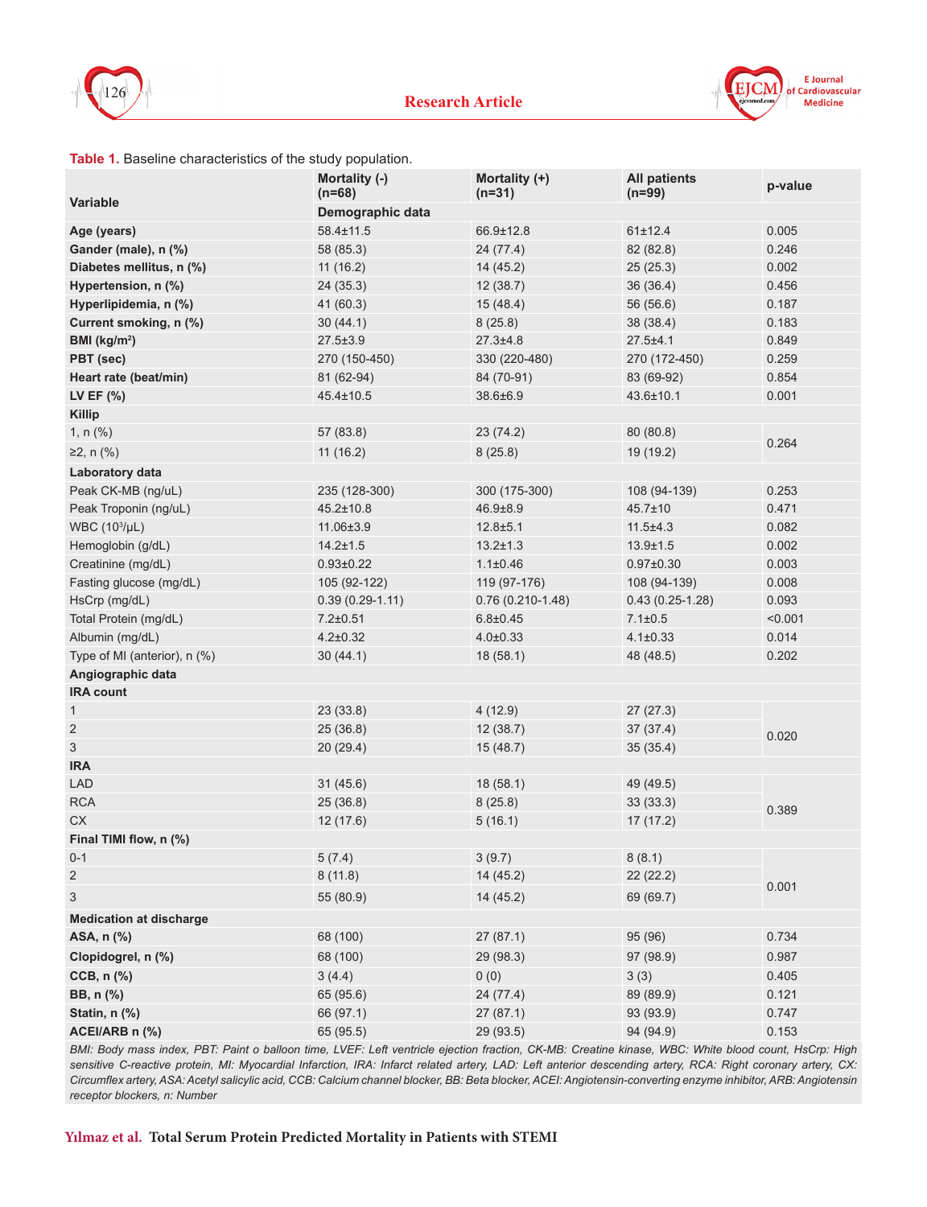**Table 1.** Baseline characteristics of the study population.

| Variable | Mortality (-) (n=68) | Mortality (+) (n=31) | All patients (n=99) | p-value |
|---|---|---|---|---|
| | **Demographic data** | | | |
| **Age (years)** | 58.4±11.5 | 66.9±12.8 | 61±12.4 | 0.005 |
| **Gender (male), n (%)** | 58 (85.3) | 24 (77.4) | 82 (82.8) | 0.246 |
| **Diabetes mellitus, n (%)** | 11 (16.2) | 14 (45.2) | 25 (25.3) | 0.002 |
| **Hypertension, n (%)** | 24 (35.3) | 12 (38.7) | 36 (36.4) | 0.456 |
| **Hyperlipidemia, n (%)** | 41 (60.3) | 15 (48.4) | 56 (56.6) | 0.187 |
| **Current smoking, n (%)** | 30 (44.1) | 8 (25.8) | 38 (38.4) | 0.183 |
| **BMI (kg/m$^2$)** | 27.5±3.9 | 27.3±4.8 | 27.5±4.1 | 0.849 |
| **PBT (sec)** | 270 (150-450) | 330 (220-480) | 270 (172-450) | 0.259 |
| **Heart rate (beat/min)** | 81 (62-94) | 84 (70-91) | 83 (69-92) | 0.854 |
| **LV EF (%)** | 45.4±10.5 | 38.6±6.9 | 43.6±10.1 | 0.001 |
| **Killip** | | | | |
| 1, n (%) | 57 (83.8) | 23 (74.2) | 80 (80.8) | 0.264 |
| ≥2, n (%) | 11 (16.2) | 8 (25.8) | 19 (19.2) | |
| **Laboratory data** | | | | |
| Peak CK-MB (ng/uL) | 235 (128-300) | 300 (175-300) | 108 (94-139) | 0.253 |
| Peak Troponin (ng/uL) | 45.2±10.8 | 46.9±8.9 | 45.7±10 | 0.471 |
| WBC (10$^3$/μL) | 11.06±3.9 | 12.8±5.1 | 11.5±4.3 | 0.082 |
| Hemoglobin (g/dL) | 14.2±1.5 | 13.2±1.3 | 13.9±1.5 | 0.002 |
| Creatinine (mg/dL) | 0.93±0.22 | 1.1±0.46 | 0.97±0.30 | 0.003 |
| Fasting glucose (mg/dL) | 105 (92-122) | 119 (97-176) | 108 (94-139) | 0.008 |
| HsCrp (mg/dL) | 0.39 (0.29-1.11) | 0.76 (0.210-1.48) | 0.43 (0.25-1.28) | 0.093 |
| Total Protein (mg/dL) | 7.2±0.51 | 6.8±0.45 | 7.1±0.5 | <0.001 |
| Albumin (mg/dL) | 4.2±0.32 | 4.0±0.33 | 4.1±0.33 | 0.014 |
| Type of MI (anterior), n (%) | 30 (44.1) | 18 (58.1) | 48 (48.5) | 0.202 |
| **Angiographic data** | | | | |
| **IRA count** | | | | |
| 1 | 23 (33.8) | 4 (12.9) | 27 (27.3) | 0.020 |
| 2 | 25 (36.8) | 12 (38.7) | 37 (37.4) | |
| 3 | 20 (29.4) | 15 (48.7) | 35 (35.4) | |
| **IRA** | | | | |
| LAD | 31 (45.6) | 18 (58.1) | 49 (49.5) | 0.389 |
| RCA | 25 (36.8) | 8 (25.8) | 33 (33.3) | |
| CX | 12 (17.6) | 5 (16.1) | 17 (17.2) | |
| **Final TIMI flow, n (%)** | | | | |
| 0-1 | 5 (7.4) | 3 (9.7) | 8 (8.1) | 0.001 |
| 2 | 8 (11.8) | 14 (45.2) | 22 (22.2) | |
| 3 | 55 (80.9) | 14 (45.2) | 69 (69.7) | |
| **Medication at discharge** | | | | |
| **ASA, n (%)** | 68 (100) | 27 (87.1) | 95 (96) | 0.734 |
| **Clopidogrel, n (%)** | 68 (100) | 29 (98.3) | 97 (98.9) | 0.987 |
| **CCB, n (%)** | 3 (4.4) | 0 (0) | 3 (3) | 0.405 |
| **BB, n (%)** | 65 (95.6) | 24 (77.4) | 89 (89.9) | 0.121 |
| **Statin, n (%)** | 66 (97.1) | 27 (87.1) | 93 (93.9) | 0.747 |
| **ACEI/ARB n (%)** | 65 (95.5) | 29 (93.5) | 94 (94.9) | 0.153 |

*BMI: Body mass index, PBT: Paint o balloon time, LVEF: Left ventricle ejection fraction, CK-MB: Creatine kinase, WBC: White blood count, HsCrp: High sensitive C-reactive protein, MI: Myocardial Infarction, IRA: Infarct related artery, LAD: Left anterior descending artery, RCA: Right coronary artery, CX: Circumflex artery, ASA: Acetyl salicylic acid, CCB: Calcium channel blocker, BB: Beta blocker, ACEI: Angiotensin-converting enzyme inhibitor, ARB: Angiotensin receptor blockers, n: Number*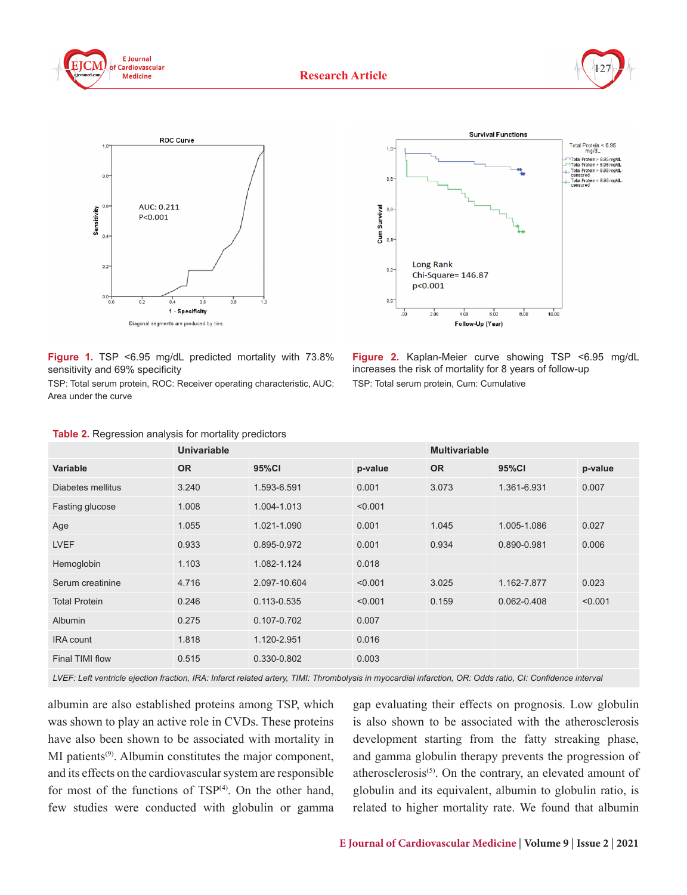Figure 1. TSP <6.95 mg/dL predicted mortality with 73.8% sensitivity and 69% specificity

TSP: Total serum protein, ROC: Receiver operating characteristic, AUC: Area under the curve

Figure 2. Kaplan-Meier curve showing TSP <6.95 mg/dL increases the risk of mortality for 8 years of follow-up

TSP: Total serum protein, Cum: Cumulative

**Table 2.** Regression analysis for mortality predictors

| | Univariable | | | Multivariable | | |
|---|---|---|---|---|---|---|
| **Variable** | **OR** | **95%CI** | **p-value** | **OR** | **95%CI** | **p-value** |
| Diabetes mellitus | 3.240 | 1.593-6.591 | 0.001 | 3.073 | 1.361-6.931 | 0.007 |
| Fasting glucose | 1.008 | 1.004-1.013 | <0.001 | | | |
| Age | 1.055 | 1.021-1.090 | 0.001 | 1.045 | 1.005-1.086 | 0.027 |
| LVEF | 0.933 | 0.895-0.972 | 0.001 | 0.934 | 0.890-0.981 | 0.006 |
| Hemoglobin | 1.103 | 1.082-1.124 | 0.018 | | | |
| Serum creatinine | 4.716 | 2.097-10.604 | <0.001 | 3.025 | 1.162-7.877 | 0.023 |
| Total Protein | 0.246 | 0.113-0.535 | <0.001 | 0.159 | 0.062-0.408 | <0.001 |
| Albumin | 0.275 | 0.107-0.702 | 0.007 | | | |
| IRA count | 1.818 | 1.120-2.951 | 0.016 | | | |
| Final TIMI flow | 0.515 | 0.330-0.802 | 0.003 | | | |

*LVEF: Left ventricle ejection fraction, IRA: Infarct related artery, TIMI: Thrombolysis in myocardial infarction, OR: Odds ratio, CI: Confidence interval*

albumin are also established proteins among TSP, which was shown to play an active role in CVDs. These proteins have also been shown to be associated with mortality in MI patients[9]. Albumin constitutes the major component, and its effects on the cardiovascular system are responsible for most of the functions of TSP[4]. On the other hand, few studies were conducted with globulin or gamma gap evaluating their effects on prognosis. Low globulin is also shown to be associated with the atherosclerosis development starting from the fatty streaking phase, and gamma globulin therapy prevents the progression of atherosclerosis[5]. On the contrary, an elevated amount of globulin and its equivalent, albumin to globulin ratio, is related to higher mortality rate. We found that albumin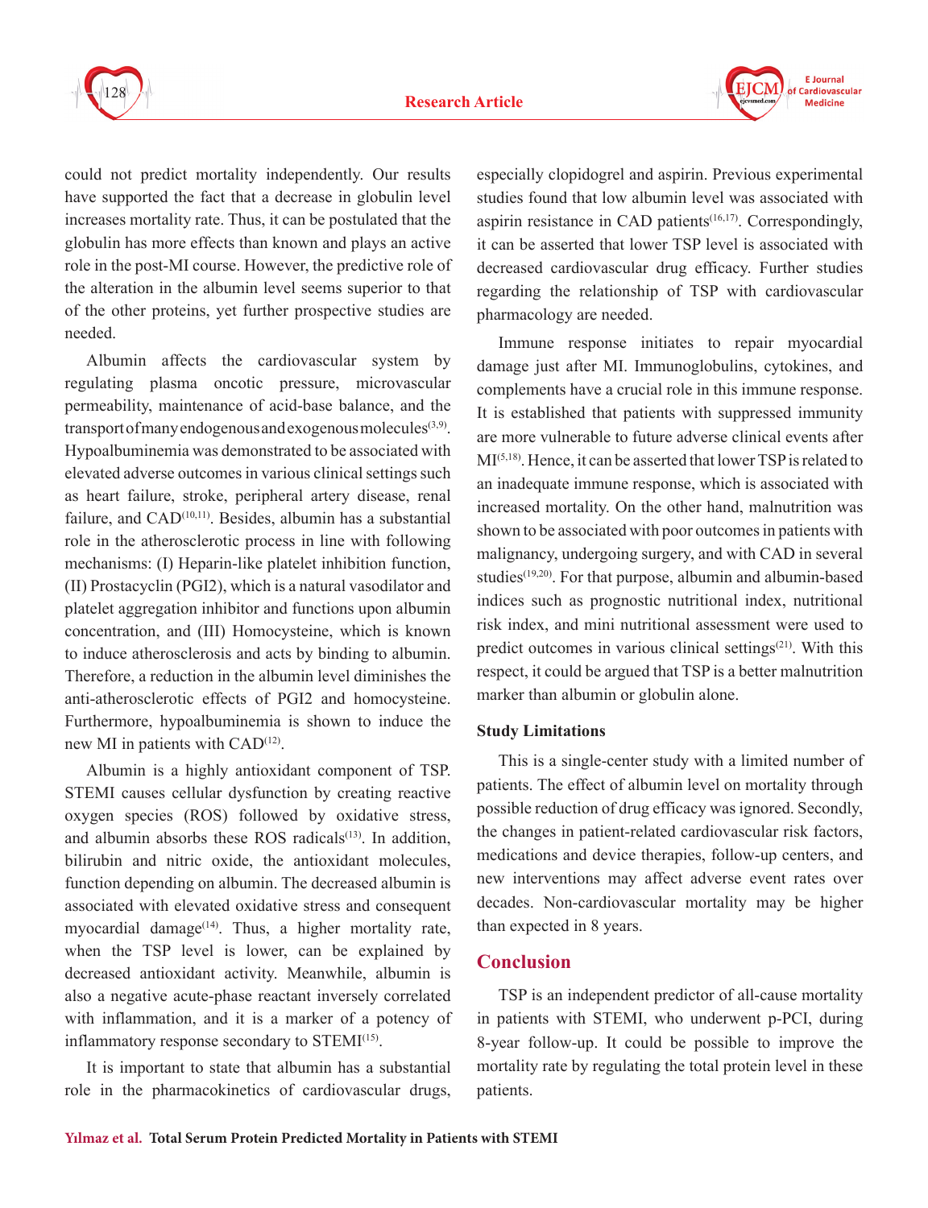could not predict mortality independently. Our results have supported the fact that a decrease in globulin level increases mortality rate. Thus, it can be postulated that the globulin has more effects than known and plays an active role in the post-MI course. However, the predictive role of the alteration in the albumin level seems superior to that of the other proteins, yet further prospective studies are needed.

Albumin affects the cardiovascular system by regulating plasma oncotic pressure, microvascular permeability, maintenance of acid-base balance, and the transport of many endogenous and exogenous molecules[3,9]. Hypoalbuminemia was demonstrated to be associated with elevated adverse outcomes in various clinical settings such as heart failure, stroke, peripheral artery disease, renal failure, and CAD[10,11]. Besides, albumin has a substantial role in the atherosclerotic process in line with following mechanisms: (I) Heparin-like platelet inhibition function, (II) Prostacyclin (PGI2), which is a natural vasodilator and platelet aggregation inhibitor and functions upon albumin concentration, and (III) Homocysteine, which is known to induce atherosclerosis and acts by binding to albumin. Therefore, a reduction in the albumin level diminishes the anti-atherosclerotic effects of PGI2 and homocysteine. Furthermore, hypoalbuminemia is shown to induce the new MI in patients with CAD[12].

Albumin is a highly antioxidant component of TSP. STEMI causes cellular dysfunction by creating reactive oxygen species (ROS) followed by oxidative stress, and albumin absorbs these ROS radicals[13]. In addition, bilirubin and nitric oxide, the antioxidant molecules, function depending on albumin. The decreased albumin is associated with elevated oxidative stress and consequent myocardial damage[14]. Thus, a higher mortality rate, when the TSP level is lower, can be explained by decreased antioxidant activity. Meanwhile, albumin is also a negative acute-phase reactant inversely correlated with inflammation, and it is a marker of a potency of inflammatory response secondary to STEMI[15].

It is important to state that albumin has a substantial role in the pharmacokinetics of cardiovascular drugs, especially clopidogrel and aspirin. Previous experimental studies found that low albumin level was associated with aspirin resistance in CAD patients[16,17]. Correspondingly, it can be asserted that lower TSP level is associated with decreased cardiovascular drug efficacy. Further studies regarding the relationship of TSP with cardiovascular pharmacology are needed.

Immune response initiates to repair myocardial damage just after MI. Immunoglobulins, cytokines, and complements have a crucial role in this immune response. It is established that patients with suppressed immunity are more vulnerable to future adverse clinical events after MI[5,18]. Hence, it can be asserted that lower TSP is related to an inadequate immune response, which is associated with increased mortality. On the other hand, malnutrition was shown to be associated with poor outcomes in patients with malignancy, undergoing surgery, and with CAD in several studies[19,20]. For that purpose, albumin and albumin-based indices such as prognostic nutritional index, nutritional risk index, and mini nutritional assessment were used to predict outcomes in various clinical settings[21]. With this respect, it could be argued that TSP is a better malnutrition marker than albumin or globulin alone.

### Study Limitations

This is a single-center study with a limited number of patients. The effect of albumin level on mortality through possible reduction of drug efficacy was ignored. Secondly, the changes in patient-related cardiovascular risk factors, medications and device therapies, follow-up centers, and new interventions may affect adverse event rates over decades. Non-cardiovascular mortality may be higher than expected in 8 years.

## Conclusion

TSP is an independent predictor of all-cause mortality in patients with STEMI, who underwent p-PCI, during 8-year follow-up. It could be possible to improve the mortality rate by regulating the total protein level in these patients.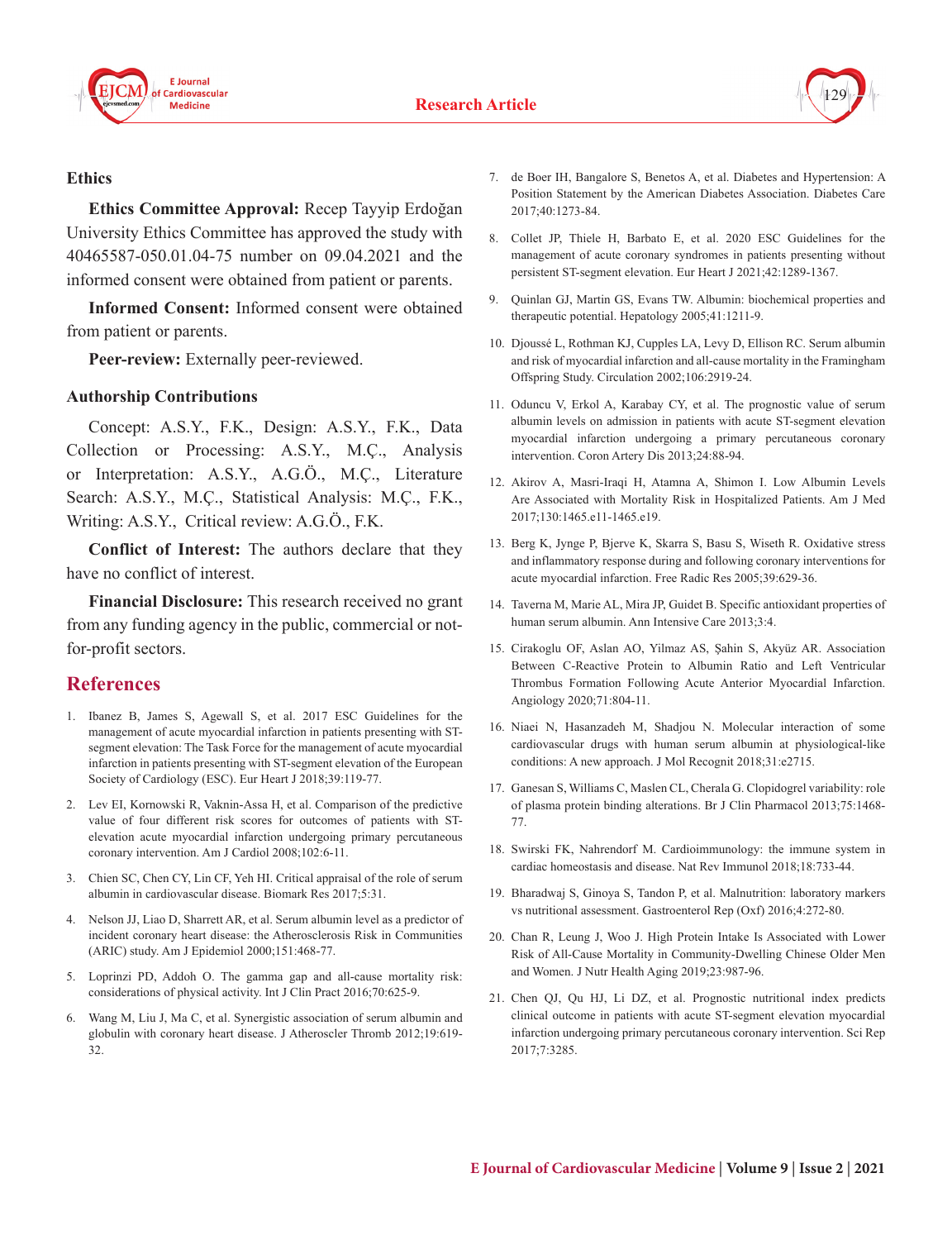## Ethics

**Ethics Committee Approval:** Recep Tayyip Erdoğan University Ethics Committee has approved the study with 40465587-050.01.04-75 number on 09.04.2021 and the informed consent were obtained from patient or parents.

**Informed Consent:** Informed consent were obtained from patient or parents.

**Peer-review:** Externally peer-reviewed.

## Authorship Contributions

Concept: A.S.Y., F.K., Design: A.S.Y., F.K., Data Collection or Processing: A.S.Y., M.Ç., Analysis or Interpretation: A.S.Y., A.G.Ö., M.Ç., Literature Search: A.S.Y., M.Ç., Statistical Analysis: M.Ç., F.K., Writing: A.S.Y., Critical review: A.G.Ö., F.K.

**Conflict of Interest:** The authors declare that they have no conflict of interest.

**Financial Disclosure:** This research received no grant from any funding agency in the public, commercial or not-for-profit sectors.

## References

1. Ibanez B, James S, Agewall S, et al. 2017 ESC Guidelines for the management of acute myocardial infarction in patients presenting with ST-segment elevation: The Task Force for the management of acute myocardial infarction in patients presenting with ST-segment elevation of the European Society of Cardiology (ESC). Eur Heart J 2018;39:119-77.
2. Lev EI, Kornowski R, Vaknin-Assa H, et al. Comparison of the predictive value of four different risk scores for outcomes of patients with ST-elevation acute myocardial infarction undergoing primary percutaneous coronary intervention. Am J Cardiol 2008;102:6-11.
3. Chien SC, Chen CY, Lin CF, Yeh HI. Critical appraisal of the role of serum albumin in cardiovascular disease. Biomark Res 2017;5:31.
4. Nelson JJ, Liao D, Sharrett AR, et al. Serum albumin level as a predictor of incident coronary heart disease: the Atherosclerosis Risk in Communities (ARIC) study. Am J Epidemiol 2000;151:468-77.
5. Loprinzi PD, Addoh O. The gamma gap and all-cause mortality risk: considerations of physical activity. Int J Clin Pract 2016;70:625-9.
6. Wang M, Liu J, Ma C, et al. Synergistic association of serum albumin and globulin with coronary heart disease. J Atheroscler Thromb 2012;19:619-32.
7. de Boer IH, Bangalore S, Benetos A, et al. Diabetes and Hypertension: A Position Statement by the American Diabetes Association. Diabetes Care 2017;40:1273-84.
8. Collet JP, Thiele H, Barbato E, et al. 2020 ESC Guidelines for the management of acute coronary syndromes in patients presenting without persistent ST-segment elevation. Eur Heart J 2021;42:1289-1367.
9. Quinlan GJ, Martin GS, Evans TW. Albumin: biochemical properties and therapeutic potential. Hepatology 2005;41:1211-9.
10. Djoussé L, Rothman KJ, Cupples LA, Levy D, Ellison RC. Serum albumin and risk of myocardial infarction and all-cause mortality in the Framingham Offspring Study. Circulation 2002;106:2919-24.
11. Oduncu V, Erkol A, Karabay CY, et al. The prognostic value of serum albumin levels on admission in patients with acute ST-segment elevation myocardial infarction undergoing a primary percutaneous coronary intervention. Coron Artery Dis 2013;24:88-94.
12. Akirov A, Masri-Iraqi H, Atamna A, Shimon I. Low Albumin Levels Are Associated with Mortality Risk in Hospitalized Patients. Am J Med 2017;130:1465.e11-1465.e19.
13. Berg K, Jynge P, Bjerve K, Skarra S, Basu S, Wiseth R. Oxidative stress and inflammatory response during and following coronary interventions for acute myocardial infarction. Free Radic Res 2005;39:629-36.
14. Taverna M, Marie AL, Mira JP, Guidet B. Specific antioxidant properties of human serum albumin. Ann Intensive Care 2013;3:4.
15. Cirakoglu OF, Aslan AO, Yilmaz AS, Şahin S, Akyüz AR. Association Between C-Reactive Protein to Albumin Ratio and Left Ventricular Thrombus Formation Following Acute Anterior Myocardial Infarction. Angiology 2020;71:804-11.
16. Niaei N, Hasanzadeh M, Shadjou N. Molecular interaction of some cardiovascular drugs with human serum albumin at physiological-like conditions: A new approach. J Mol Recognit 2018;31:e2715.
17. Ganesan S, Williams C, Maslen CL, Cherala G. Clopidogrel variability: role of plasma protein binding alterations. Br J Clin Pharmacol 2013;75:1468-77.
18. Swirski FK, Nahrendorf M. Cardioimmunology: the immune system in cardiac homeostasis and disease. Nat Rev Immunol 2018;18:733-44.
19. Bharadwaj S, Ginoya S, Tandon P, et al. Malnutrition: laboratory markers vs nutritional assessment. Gastroenterol Rep (Oxf) 2016;4:272-80.
20. Chan R, Leung J, Woo J. High Protein Intake Is Associated with Lower Risk of All-Cause Mortality in Community-Dwelling Chinese Older Men and Women. J Nutr Health Aging 2019;23:987-96.
21. Chen QJ, Qu HJ, Li DZ, et al. Prognostic nutritional index predicts clinical outcome in patients with acute ST-segment elevation myocardial infarction undergoing primary percutaneous coronary intervention. Sci Rep 2017;7:3285.